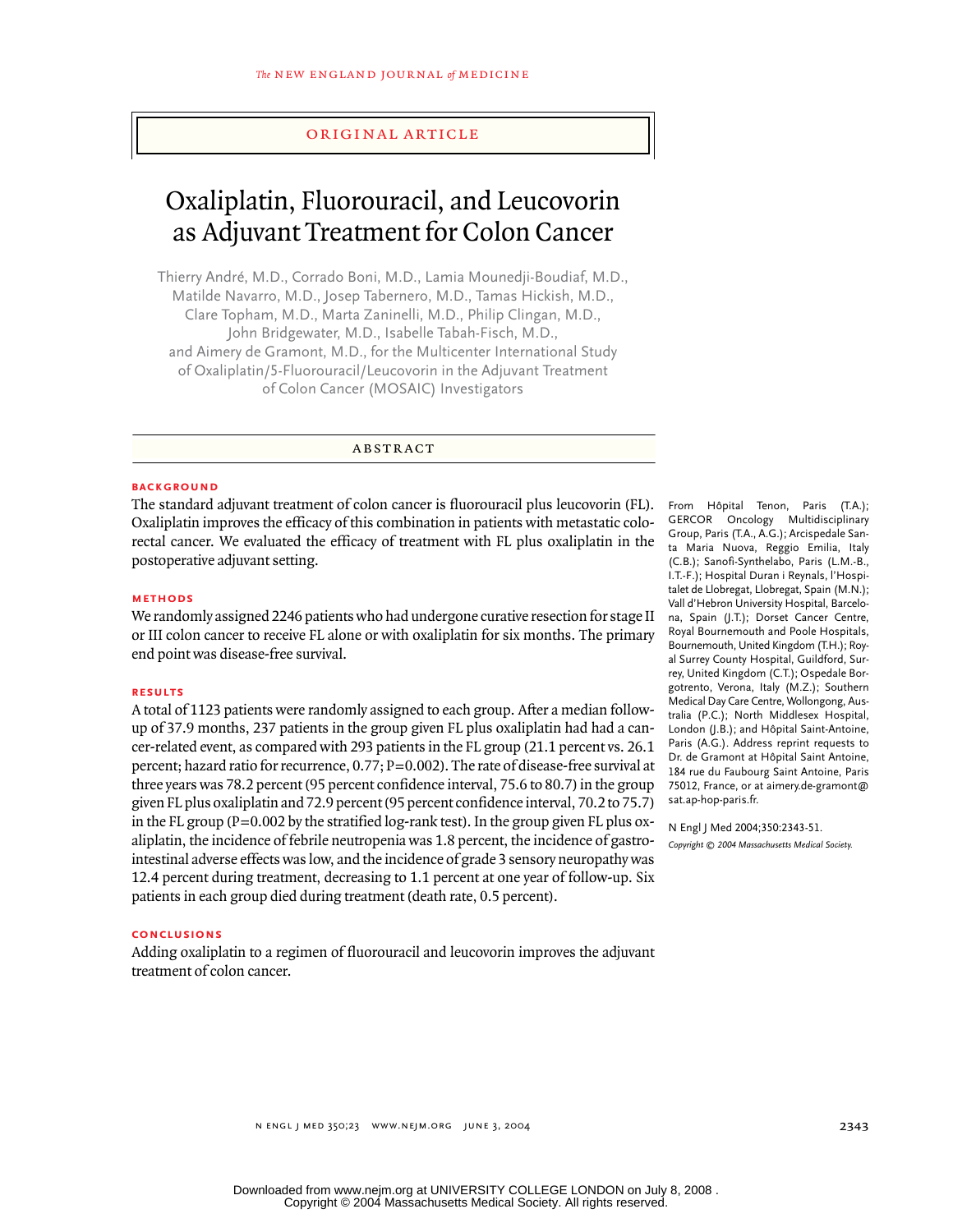ORIGINAL ARTICLE

# Oxaliplatin, Fluorouracil, and Leucovorin as Adjuvant Treatment for Colon Cancer

Thierry André, M.D., Corrado Boni, M.D., Lamia Mounedji-Boudiaf, M.D., Matilde Navarro, M.D., Josep Tabernero, M.D., Tamas Hickish, M.D., Clare Topham, M.D., Marta Zaninelli, M.D., Philip Clingan, M.D., John Bridgewater, M.D., Isabelle Tabah-Fisch, M.D., and Aimery de Gramont, M.D., for the Multicenter International Study of Oxaliplatin/5-Fluorouracil/Leucovorin in the Adjuvant Treatment of Colon Cancer (MOSAIC) Investigators

## ABSTRACT

### BACKGROUND

The standard adjuvant treatment of colon cancer is fluorouracil plus leucovorin (FL). Oxaliplatin improves the efficacy of this combination in patients with metastatic colorectal cancer. We evaluated the efficacy of treatment with FL plus oxaliplatin in the postoperative adjuvant setting.

### METHODS

We randomly assigned 2246 patients who had undergone curative resection for stage II or III colon cancer to receive FL alone or with oxaliplatin for six months. The primary end point was disease-free survival.

### RESULTS

A total of 1123 patients were randomly assigned to each group. After a median follow-up of 37.9 months, 237 patients in the group given FL plus oxaliplatin had had a cancer-related event, as compared with 293 patients in the FL group (21.1 percent vs. 26.1 percent; hazard ratio for recurrence, 0.77; P=0.002). The rate of disease-free survival at three years was 78.2 percent (95 percent confidence interval, 75.6 to 80.7) in the group given FL plus oxaliplatin and 72.9 percent (95 percent confidence interval, 70.2 to 75.7) in the FL group (P=0.002 by the stratified log-rank test). In the group given FL plus oxaliplatin, the incidence of febrile neutropenia was 1.8 percent, the incidence of gastrointestinal adverse effects was low, and the incidence of grade 3 sensory neuropathy was 12.4 percent during treatment, decreasing to 1.1 percent at one year of follow-up. Six patients in each group died during treatment (death rate, 0.5 percent).

### CONCLUSIONS

Adding oxaliplatin to a regimen of fluorouracil and leucovorin improves the adjuvant treatment of colon cancer.

From Hôpital Tenon, Paris (T.A.); GERCOR Oncology Multidisciplinary Group, Paris (T.A., A.G.); Arcispedale Santa Maria Nuova, Reggio Emilia, Italy (C.B.); Sanofi-Synthelabo, Paris (L.M.-B., I.T.-F.); Hospital Duran i Reynals, l'Hospitalet de Llobregat, Llobregat, Spain (M.N.); Vall d'Hebron University Hospital, Barcelona, Spain (J.T.); Dorset Cancer Centre, Royal Bournemouth and Poole Hospitals, Bournemouth, United Kingdom (T.H.); Royal Surrey County Hospital, Guildford, Surrey, United Kingdom (C.T.); Ospedale Borgotrento, Verona, Italy (M.Z.); Southern Medical Day Care Centre, Wollongong, Australia (P.C.); North Middlesex Hospital, London (J.B.); and Hôpital Saint-Antoine, Paris (A.G.). Address reprint requests to Dr. de Gramont at Hôpital Saint Antoine, 184 rue du Faubourg Saint Antoine, Paris 75012, France, or at aimery.de-gramont@sat.ap-hop-paris.fr.

N Engl J Med 2004;350:2343-51.

*Copyright © 2004 Massachusetts Medical Society.*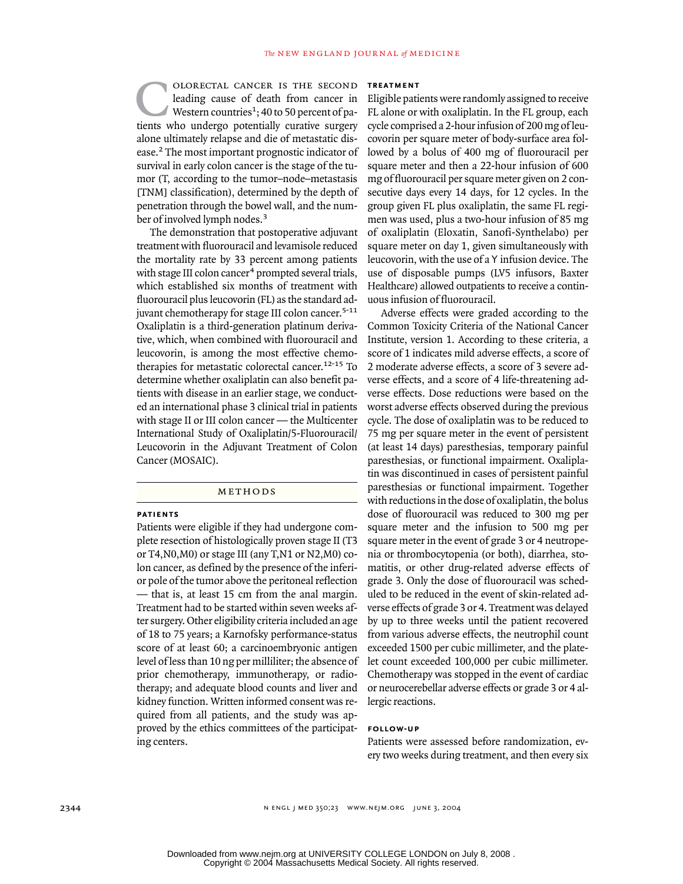Colorectal cancer is the second leading cause of death from cancer in Western countries[1]; 40 to 50 percent of patients who undergo potentially curative surgery alone ultimately relapse and die of metastatic disease.[2] The most important prognostic indicator of survival in early colon cancer is the stage of the tumor (T, according to the tumor–node–metastasis [TNM] classification), determined by the depth of penetration through the bowel wall, and the number of involved lymph nodes.[3]

The demonstration that postoperative adjuvant treatment with fluorouracil and levamisole reduced the mortality rate by 33 percent among patients with stage III colon cancer[4] prompted several trials, which established six months of treatment with fluorouracil plus leucovorin (FL) as the standard adjuvant chemotherapy for stage III colon cancer.[5-11] Oxaliplatin is a third-generation platinum derivative, which, when combined with fluorouracil and leucovorin, is among the most effective chemotherapies for metastatic colorectal cancer.[12-15] To determine whether oxaliplatin can also benefit patients with disease in an earlier stage, we conducted an international phase 3 clinical trial in patients with stage II or III colon cancer — the Multicenter International Study of Oxaliplatin/5-Fluorouracil/Leucovorin in the Adjuvant Treatment of Colon Cancer (MOSAIC).

## METHODS

### PATIENTS

Patients were eligible if they had undergone complete resection of histologically proven stage II (T3 or T4,N0,M0) or stage III (any T,N1 or N2,M0) colon cancer, as defined by the presence of the inferior pole of the tumor above the peritoneal reflection — that is, at least 15 cm from the anal margin. Treatment had to be started within seven weeks after surgery. Other eligibility criteria included an age of 18 to 75 years; a Karnofsky performance-status score of at least 60; a carcinoembryonic antigen level of less than 10 ng per milliliter; the absence of prior chemotherapy, immunotherapy, or radiotherapy; and adequate blood counts and liver and kidney function. Written informed consent was required from all patients, and the study was approved by the ethics committees of the participating centers.

### TREATMENT

Eligible patients were randomly assigned to receive FL alone or with oxaliplatin. In the FL group, each cycle comprised a 2-hour infusion of 200 mg of leucovorin per square meter of body-surface area followed by a bolus of 400 mg of fluorouracil per square meter and then a 22-hour infusion of 600 mg of fluorouracil per square meter given on 2 consecutive days every 14 days, for 12 cycles. In the group given FL plus oxaliplatin, the same FL regimen was used, plus a two-hour infusion of 85 mg of oxaliplatin (Eloxatin, Sanofi-Synthelabo) per square meter on day 1, given simultaneously with leucovorin, with the use of a Y infusion device. The use of disposable pumps (LV5 infusors, Baxter Healthcare) allowed outpatients to receive a continuous infusion of fluorouracil.

Adverse effects were graded according to the Common Toxicity Criteria of the National Cancer Institute, version 1. According to these criteria, a score of 1 indicates mild adverse effects, a score of 2 moderate adverse effects, a score of 3 severe adverse effects, and a score of 4 life-threatening adverse effects. Dose reductions were based on the worst adverse effects observed during the previous cycle. The dose of oxaliplatin was to be reduced to 75 mg per square meter in the event of persistent (at least 14 days) paresthesias, temporary painful paresthesias, or functional impairment. Oxaliplatin was discontinued in cases of persistent painful paresthesias or functional impairment. Together with reductions in the dose of oxaliplatin, the bolus dose of fluorouracil was reduced to 300 mg per square meter and the infusion to 500 mg per square meter in the event of grade 3 or 4 neutropenia or thrombocytopenia (or both), diarrhea, stomatitis, or other drug-related adverse effects of grade 3. Only the dose of fluorouracil was scheduled to be reduced in the event of skin-related adverse effects of grade 3 or 4. Treatment was delayed by up to three weeks until the patient recovered from various adverse effects, the neutrophil count exceeded 1500 per cubic millimeter, and the platelet count exceeded 100,000 per cubic millimeter. Chemotherapy was stopped in the event of cardiac or neurocerebellar adverse effects or grade 3 or 4 allergic reactions.

### FOLLOW-UP

Patients were assessed before randomization, every two weeks during treatment, and then every six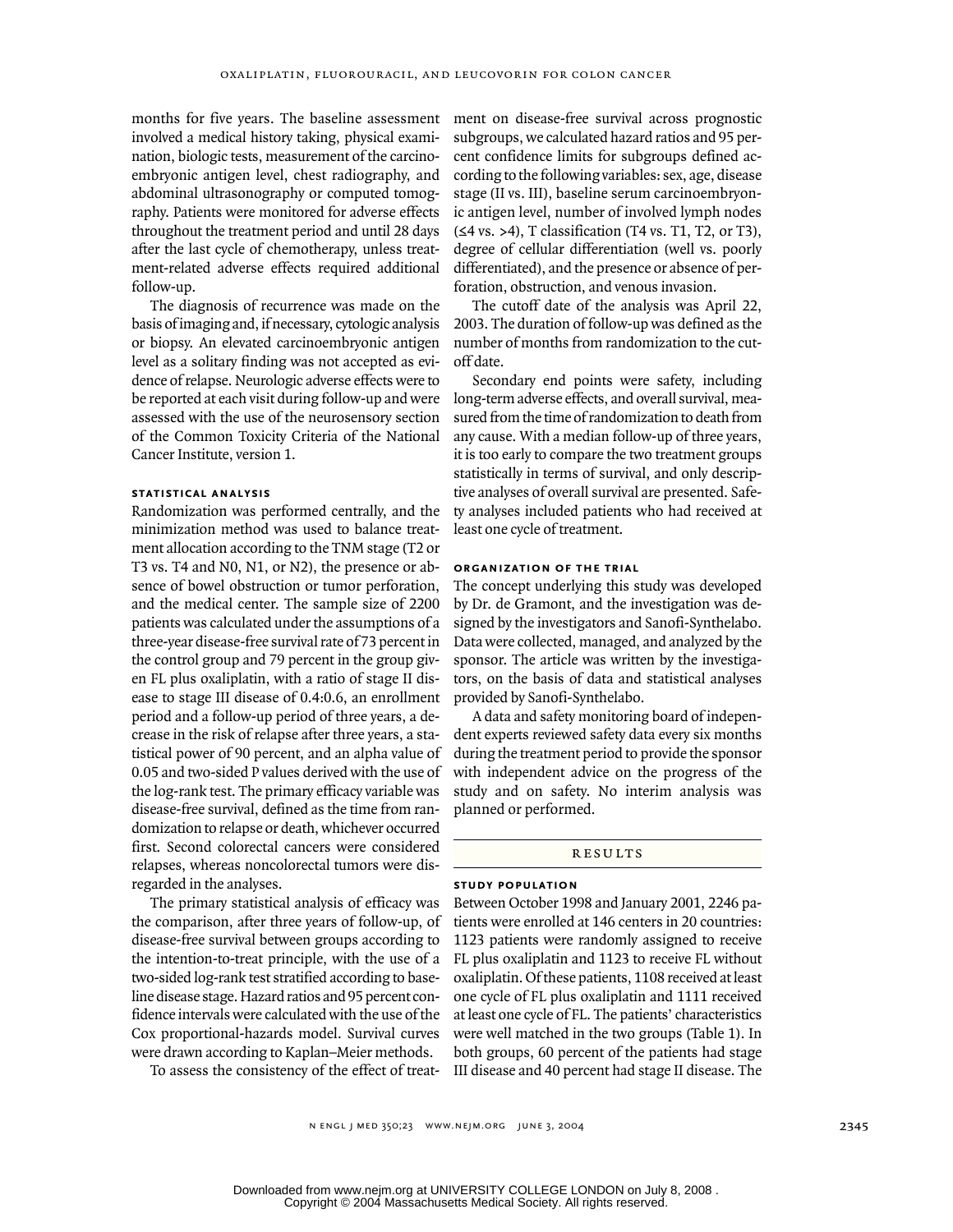months for five years. The baseline assessment involved a medical history taking, physical examination, biologic tests, measurement of the carcinoembryonic antigen level, chest radiography, and abdominal ultrasonography or computed tomography. Patients were monitored for adverse effects throughout the treatment period and until 28 days after the last cycle of chemotherapy, unless treatment-related adverse effects required additional follow-up.

The diagnosis of recurrence was made on the basis of imaging and, if necessary, cytologic analysis or biopsy. An elevated carcinoembryonic antigen level as a solitary finding was not accepted as evidence of relapse. Neurologic adverse effects were to be reported at each visit during follow-up and were assessed with the use of the neurosensory section of the Common Toxicity Criteria of the National Cancer Institute, version 1.

### statistical analysis

Randomization was performed centrally, and the minimization method was used to balance treatment allocation according to the TNM stage (T2 or T3 vs. T4 and N0, N1, or N2), the presence or absence of bowel obstruction or tumor perforation, and the medical center. The sample size of 2200 patients was calculated under the assumptions of a three-year disease-free survival rate of 73 percent in the control group and 79 percent in the group given FL plus oxaliplatin, with a ratio of stage II disease to stage III disease of 0.4:0.6, an enrollment period and a follow-up period of three years, a decrease in the risk of relapse after three years, a statistical power of 90 percent, and an alpha value of 0.05 and two-sided P values derived with the use of the log-rank test. The primary efficacy variable was disease-free survival, defined as the time from randomization to relapse or death, whichever occurred first. Second colorectal cancers were considered relapses, whereas noncolorectal tumors were disregarded in the analyses.

The primary statistical analysis of efficacy was the comparison, after three years of follow-up, of disease-free survival between groups according to the intention-to-treat principle, with the use of a two-sided log-rank test stratified according to baseline disease stage. Hazard ratios and 95 percent confidence intervals were calculated with the use of the Cox proportional-hazards model. Survival curves were drawn according to Kaplan–Meier methods.

To assess the consistency of the effect of treatment on disease-free survival across prognostic subgroups, we calculated hazard ratios and 95 percent confidence limits for subgroups defined according to the following variables: sex, age, disease stage (II vs. III), baseline serum carcinoembryonic antigen level, number of involved lymph nodes (≤4 vs. >4), T classification (T4 vs. T1, T2, or T3), degree of cellular differentiation (well vs. poorly differentiated), and the presence or absence of perforation, obstruction, and venous invasion.

The cutoff date of the analysis was April 22, 2003. The duration of follow-up was defined as the number of months from randomization to the cutoff date.

Secondary end points were safety, including long-term adverse effects, and overall survival, measured from the time of randomization to death from any cause. With a median follow-up of three years, it is too early to compare the two treatment groups statistically in terms of survival, and only descriptive analyses of overall survival are presented. Safety analyses included patients who had received at least one cycle of treatment.

### organization of the trial

The concept underlying this study was developed by Dr. de Gramont, and the investigation was designed by the investigators and Sanofi-Synthelabo. Data were collected, managed, and analyzed by the sponsor. The article was written by the investigators, on the basis of data and statistical analyses provided by Sanofi-Synthelabo.

A data and safety monitoring board of independent experts reviewed safety data every six months during the treatment period to provide the sponsor with independent advice on the progress of the study and on safety. No interim analysis was planned or performed.

## results

### study population

Between October 1998 and January 2001, 2246 patients were enrolled at 146 centers in 20 countries: 1123 patients were randomly assigned to receive FL plus oxaliplatin and 1123 to receive FL without oxaliplatin. Of these patients, 1108 received at least one cycle of FL plus oxaliplatin and 1111 received at least one cycle of FL. The patients' characteristics were well matched in the two groups (Table 1). In both groups, 60 percent of the patients had stage III disease and 40 percent had stage II disease. The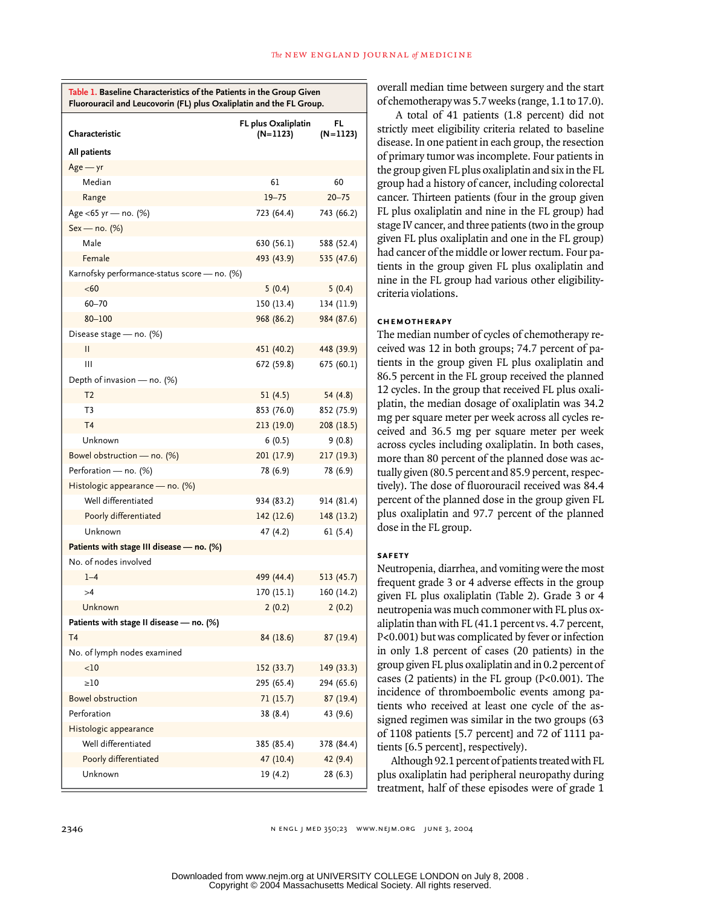**Table 1. Baseline Characteristics of the Patients in the Group Given Fluorouracil and Leucovorin (FL) plus Oxaliplatin and the FL Group.**

| Characteristic | FL plus Oxaliplatin (N=1123) | FL (N=1123) |
|---|---|---|
| **All patients** | | |
| Age — yr | | |
| Median | 61 | 60 |
| Range | 19–75 | 20–75 |
| Age <65 yr — no. (%) | 723 (64.4) | 743 (66.2) |
| Sex — no. (%) | | |
| Male | 630 (56.1) | 588 (52.4) |
| Female | 493 (43.9) | 535 (47.6) |
| Karnofsky performance-status score — no. (%) | | |
| <60 | 5 (0.4) | 5 (0.4) |
| 60–70 | 150 (13.4) | 134 (11.9) |
| 80–100 | 968 (86.2) | 984 (87.6) |
| Disease stage — no. (%) | | |
| II | 451 (40.2) | 448 (39.9) |
| III | 672 (59.8) | 675 (60.1) |
| Depth of invasion — no. (%) | | |
| T2 | 51 (4.5) | 54 (4.8) |
| T3 | 853 (76.0) | 852 (75.9) |
| T4 | 213 (19.0) | 208 (18.5) |
| Unknown | 6 (0.5) | 9 (0.8) |
| Bowel obstruction — no. (%) | 201 (17.9) | 217 (19.3) |
| Perforation — no. (%) | 78 (6.9) | 78 (6.9) |
| Histologic appearance — no. (%) | | |
| Well differentiated | 934 (83.2) | 914 (81.4) |
| Poorly differentiated | 142 (12.6) | 148 (13.2) |
| Unknown | 47 (4.2) | 61 (5.4) |
| **Patients with stage III disease — no. (%)** | | |
| No. of nodes involved | | |
| 1–4 | 499 (44.4) | 513 (45.7) |
| >4 | 170 (15.1) | 160 (14.2) |
| Unknown | 2 (0.2) | 2 (0.2) |
| **Patients with stage II disease — no. (%)** | | |
| T4 | 84 (18.6) | 87 (19.4) |
| No. of lymph nodes examined | | |
| <10 | 152 (33.7) | 149 (33.3) |
| ≥10 | 295 (65.4) | 294 (65.6) |
| Bowel obstruction | 71 (15.7) | 87 (19.4) |
| Perforation | 38 (8.4) | 43 (9.6) |
| Histologic appearance | | |
| Well differentiated | 385 (85.4) | 378 (84.4) |
| Poorly differentiated | 47 (10.4) | 42 (9.4) |
| Unknown | 19 (4.2) | 28 (6.3) |

overall median time between surgery and the start of chemotherapy was 5.7 weeks (range, 1.1 to 17.0).

A total of 41 patients (1.8 percent) did not strictly meet eligibility criteria related to baseline disease. In one patient in each group, the resection of primary tumor was incomplete. Four patients in the group given FL plus oxaliplatin and six in the FL group had a history of cancer, including colorectal cancer. Thirteen patients (four in the group given FL plus oxaliplatin and nine in the FL group) had stage IV cancer, and three patients (two in the group given FL plus oxaliplatin and one in the FL group) had cancer of the middle or lower rectum. Four patients in the group given FL plus oxaliplatin and nine in the FL group had various other eligibility-criteria violations.

### CHEMOTHERAPY

The median number of cycles of chemotherapy received was 12 in both groups; 74.7 percent of patients in the group given FL plus oxaliplatin and 86.5 percent in the FL group received the planned 12 cycles. In the group that received FL plus oxaliplatin, the median dosage of oxaliplatin was 34.2 mg per square meter per week across all cycles received and 36.5 mg per square meter per week across cycles including oxaliplatin. In both cases, more than 80 percent of the planned dose was actually given (80.5 percent and 85.9 percent, respectively). The dose of fluorouracil received was 84.4 percent of the planned dose in the group given FL plus oxaliplatin and 97.7 percent of the planned dose in the FL group.

### SAFETY

Neutropenia, diarrhea, and vomiting were the most frequent grade 3 or 4 adverse effects in the group given FL plus oxaliplatin (Table 2). Grade 3 or 4 neutropenia was much commoner with FL plus oxaliplatin than with FL (41.1 percent vs. 4.7 percent, $P<0.001$) but was complicated by fever or infection in only 1.8 percent of cases (20 patients) in the group given FL plus oxaliplatin and in 0.2 percent of cases (2 patients) in the FL group ($P<0.001$). The incidence of thromboembolic events among patients who received at least one cycle of the assigned regimen was similar in the two groups (63 of 1108 patients [5.7 percent] and 72 of 1111 patients [6.5 percent], respectively).

Although 92.1 percent of patients treated with FL plus oxaliplatin had peripheral neuropathy during treatment, half of these episodes were of grade 1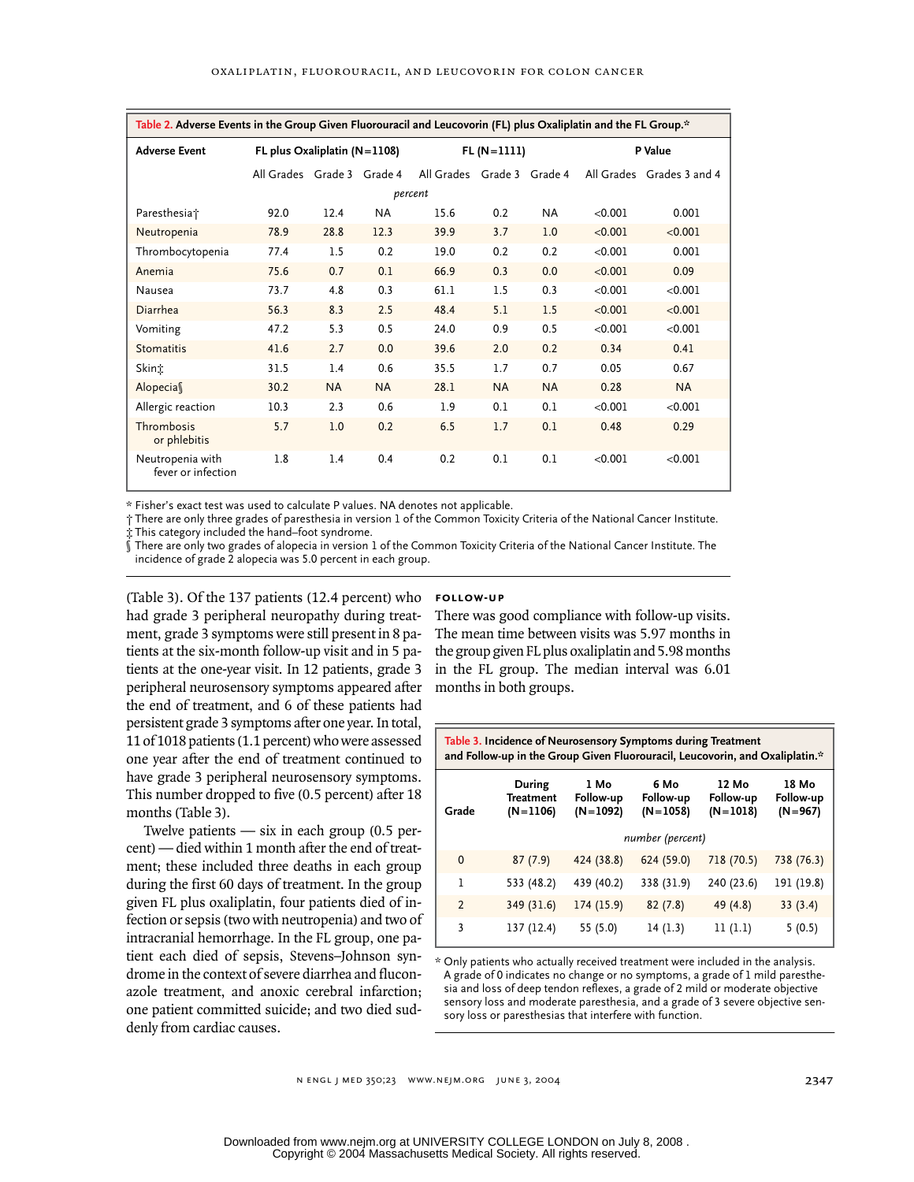**Table 2. Adverse Events in the Group Given Fluorouracil and Leucovorin (FL) plus Oxaliplatin and the FL Group.***

| Adverse Event | FL plus Oxaliplatin (N=1108) | | | FL (N=1111) | | | P Value | |
|---|---|---|---|---|---|---|---|---|
| | All Grades | Grade 3 | Grade 4 | All Grades | Grade 3 | Grade 4 | All Grades | Grades 3 and 4 |
| | *percent* | | | | | | | |
| Paresthesia† | 92.0 | 12.4 | NA | 15.6 | 0.2 | NA | <0.001 | 0.001 |
| Neutropenia | 78.9 | 28.8 | 12.3 | 39.9 | 3.7 | 1.0 | <0.001 | <0.001 |
| Thrombocytopenia | 77.4 | 1.5 | 0.2 | 19.0 | 0.2 | 0.2 | <0.001 | 0.001 |
| Anemia | 75.6 | 0.7 | 0.1 | 66.9 | 0.3 | 0.0 | <0.001 | 0.09 |
| Nausea | 73.7 | 4.8 | 0.3 | 61.1 | 1.5 | 0.3 | <0.001 | <0.001 |
| Diarrhea | 56.3 | 8.3 | 2.5 | 48.4 | 5.1 | 1.5 | <0.001 | <0.001 |
| Vomiting | 47.2 | 5.3 | 0.5 | 24.0 | 0.9 | 0.5 | <0.001 | <0.001 |
| Stomatitis | 41.6 | 2.7 | 0.0 | 39.6 | 2.0 | 0.2 | 0.34 | 0.41 |
| Skin‡ | 31.5 | 1.4 | 0.6 | 35.5 | 1.7 | 0.7 | 0.05 | 0.67 |
| Alopecia§ | 30.2 | NA | NA | 28.1 | NA | NA | 0.28 | NA |
| Allergic reaction | 10.3 | 2.3 | 0.6 | 1.9 | 0.1 | 0.1 | <0.001 | <0.001 |
| Thrombosis or phlebitis | 5.7 | 1.0 | 0.2 | 6.5 | 1.7 | 0.1 | 0.48 | 0.29 |
| Neutropenia with fever or infection | 1.8 | 1.4 | 0.4 | 0.2 | 0.1 | 0.1 | <0.001 | <0.001 |

\* Fisher's exact test was used to calculate P values. NA denotes not applicable.
† There are only three grades of paresthesia in version 1 of the Common Toxicity Criteria of the National Cancer Institute.
‡ This category included the hand–foot syndrome.
§ There are only two grades of alopecia in version 1 of the Common Toxicity Criteria of the National Cancer Institute. The incidence of grade 2 alopecia was 5.0 percent in each group.

(Table 3). Of the 137 patients (12.4 percent) who had grade 3 peripheral neuropathy during treatment, grade 3 symptoms were still present in 8 patients at the six-month follow-up visit and in 5 patients at the one-year visit. In 12 patients, grade 3 peripheral neurosensory symptoms appeared after the end of treatment, and 6 of these patients had persistent grade 3 symptoms after one year. In total, 11 of 1018 patients (1.1 percent) who were assessed one year after the end of treatment continued to have grade 3 peripheral neurosensory symptoms. This number dropped to five (0.5 percent) after 18 months (Table 3).

Twelve patients — six in each group (0.5 percent) — died within 1 month after the end of treatment; these included three deaths in each group during the first 60 days of treatment. In the group given FL plus oxaliplatin, four patients died of infection or sepsis (two with neutropenia) and two of intracranial hemorrhage. In the FL group, one patient each died of sepsis, Stevens–Johnson syndrome in the context of severe diarrhea and fluconazole treatment, and anoxic cerebral infarction; one patient committed suicide; and two died suddenly from cardiac causes.

### FOLLOW-UP

There was good compliance with follow-up visits. The mean time between visits was 5.97 months in the group given FL plus oxaliplatin and 5.98 months in the FL group. The median interval was 6.01 months in both groups.

**Table 3. Incidence of Neurosensory Symptoms during Treatment and Follow-up in the Group Given Fluorouracil, Leucovorin, and Oxaliplatin.***

| Grade | During Treatment (N=1106) | 1 Mo Follow-up (N=1092) | 6 Mo Follow-up (N=1058) | 12 Mo Follow-up (N=1018) | 18 Mo Follow-up (N=967) |
|---|---|---|---|---|---|
| | *number (percent)* | | | | |
| 0 | 87 (7.9) | 424 (38.8) | 624 (59.0) | 718 (70.5) | 738 (76.3) |
| 1 | 533 (48.2) | 439 (40.2) | 338 (31.9) | 240 (23.6) | 191 (19.8) |
| 2 | 349 (31.6) | 174 (15.9) | 82 (7.8) | 49 (4.8) | 33 (3.4) |
| 3 | 137 (12.4) | 55 (5.0) | 14 (1.3) | 11 (1.1) | 5 (0.5) |

\* Only patients who actually received treatment were included in the analysis. A grade of 0 indicates no change or no symptoms, a grade of 1 mild paresthesia and loss of deep tendon reflexes, a grade of 2 mild or moderate objective sensory loss and moderate paresthesia, and a grade of 3 severe objective sensory loss or paresthesias that interfere with function.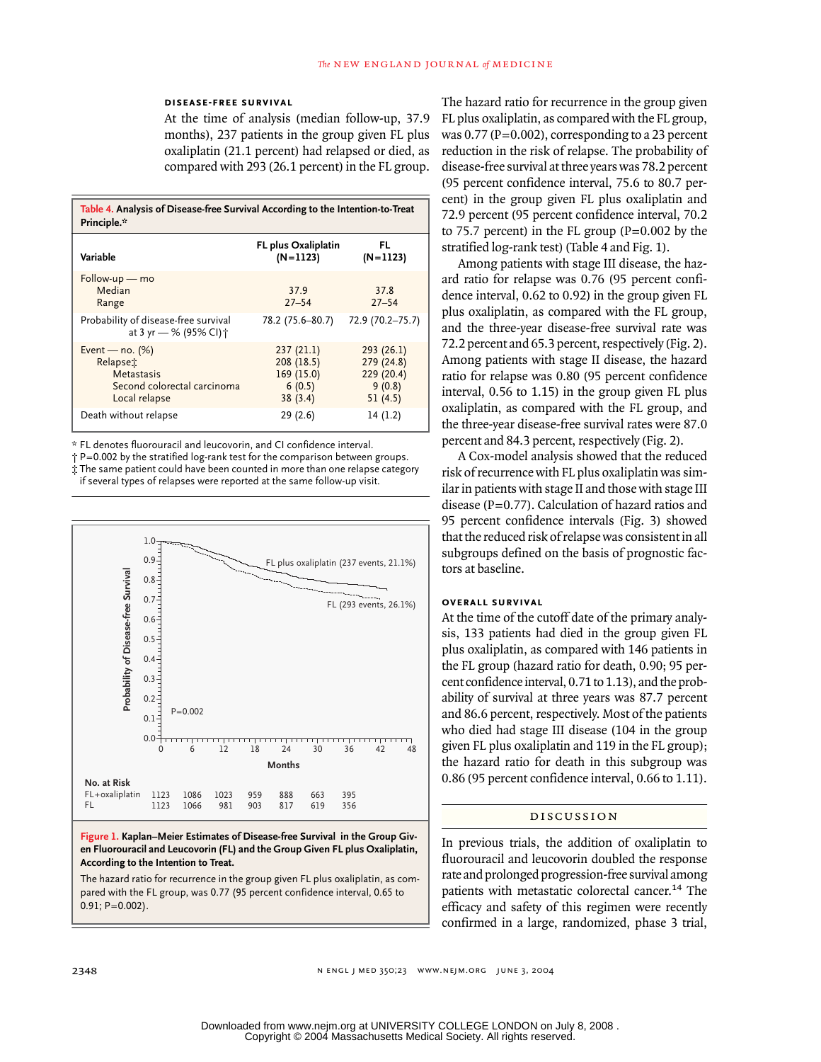### Disease-Free Survival

At the time of analysis (median follow-up, 37.9 months), 237 patients in the group given FL plus oxaliplatin (21.1 percent) had relapsed or died, as compared with 293 (26.1 percent) in the FL group.

**Table 4. Analysis of Disease-free Survival According to the Intention-to-Treat Principle.***

| Variable | FL plus Oxaliplatin (N=1123) | FL (N=1123) |
|---|---|---|
| Follow-up — mo | | |
| Median | 37.9 | 37.8 |
| Range | 27–54 | 27–54 |
| Probability of disease-free survival at 3 yr — % (95% CI)† | 78.2 (75.6–80.7) | 72.9 (70.2–75.7) |
| Event — no. (%) | 237 (21.1) | 293 (26.1) |
| Relapse‡ | 208 (18.5) | 279 (24.8) |
| Metastasis | 169 (15.0) | 229 (20.4) |
| Second colorectal carcinoma | 6 (0.5) | 9 (0.8) |
| Local relapse | 38 (3.4) | 51 (4.5) |
| Death without relapse | 29 (2.6) | 14 (1.2) |

\* FL denotes fluorouracil and leucovorin, and CI confidence interval.

† P=0.002 by the stratified log-rank test for the comparison between groups.

‡ The same patient could have been counted in more than one relapse category if several types of relapses were reported at the same follow-up visit.

**Figure 1. Kaplan–Meier Estimates of Disease-free Survival in the Group Given Fluorouracil and Leucovorin (FL) and the Group Given FL plus Oxaliplatin, According to the Intention to Treat.**

The hazard ratio for recurrence in the group given FL plus oxaliplatin, as compared with the FL group, was 0.77 (95 percent confidence interval, 0.65 to 0.91; P=0.002).

The hazard ratio for recurrence in the group given FL plus oxaliplatin, as compared with the FL group, was 0.77 (P=0.002), corresponding to a 23 percent reduction in the risk of relapse. The probability of disease-free survival at three years was 78.2 percent (95 percent confidence interval, 75.6 to 80.7 percent) in the group given FL plus oxaliplatin and 72.9 percent (95 percent confidence interval, 70.2 to 75.7 percent) in the FL group (P=0.002 by the stratified log-rank test) (Table 4 and Fig. 1).

Among patients with stage III disease, the hazard ratio for relapse was 0.76 (95 percent confidence interval, 0.62 to 0.92) in the group given FL plus oxaliplatin, as compared with the FL group, and the three-year disease-free survival rate was 72.2 percent and 65.3 percent, respectively (Fig. 2). Among patients with stage II disease, the hazard ratio for relapse was 0.80 (95 percent confidence interval, 0.56 to 1.15) in the group given FL plus oxaliplatin, as compared with the FL group, and the three-year disease-free survival rates were 87.0 percent and 84.3 percent, respectively (Fig. 2).

A Cox-model analysis showed that the reduced risk of recurrence with FL plus oxaliplatin was similar in patients with stage II and those with stage III disease (P=0.77). Calculation of hazard ratios and 95 percent confidence intervals (Fig. 3) showed that the reduced risk of relapse was consistent in all subgroups defined on the basis of prognostic factors at baseline.

### Overall Survival

At the time of the cutoff date of the primary analysis, 133 patients had died in the group given FL plus oxaliplatin, as compared with 146 patients in the FL group (hazard ratio for death, 0.90; 95 percent confidence interval, 0.71 to 1.13), and the probability of survival at three years was 87.7 percent and 86.6 percent, respectively. Most of the patients who died had stage III disease (104 in the group given FL plus oxaliplatin and 119 in the FL group); the hazard ratio for death in this subgroup was 0.86 (95 percent confidence interval, 0.66 to 1.11).

## Discussion

In previous trials, the addition of oxaliplatin to fluorouracil and leucovorin doubled the response rate and prolonged progression-free survival among patients with metastatic colorectal cancer.[14] The efficacy and safety of this regimen were recently confirmed in a large, randomized, phase 3 trial,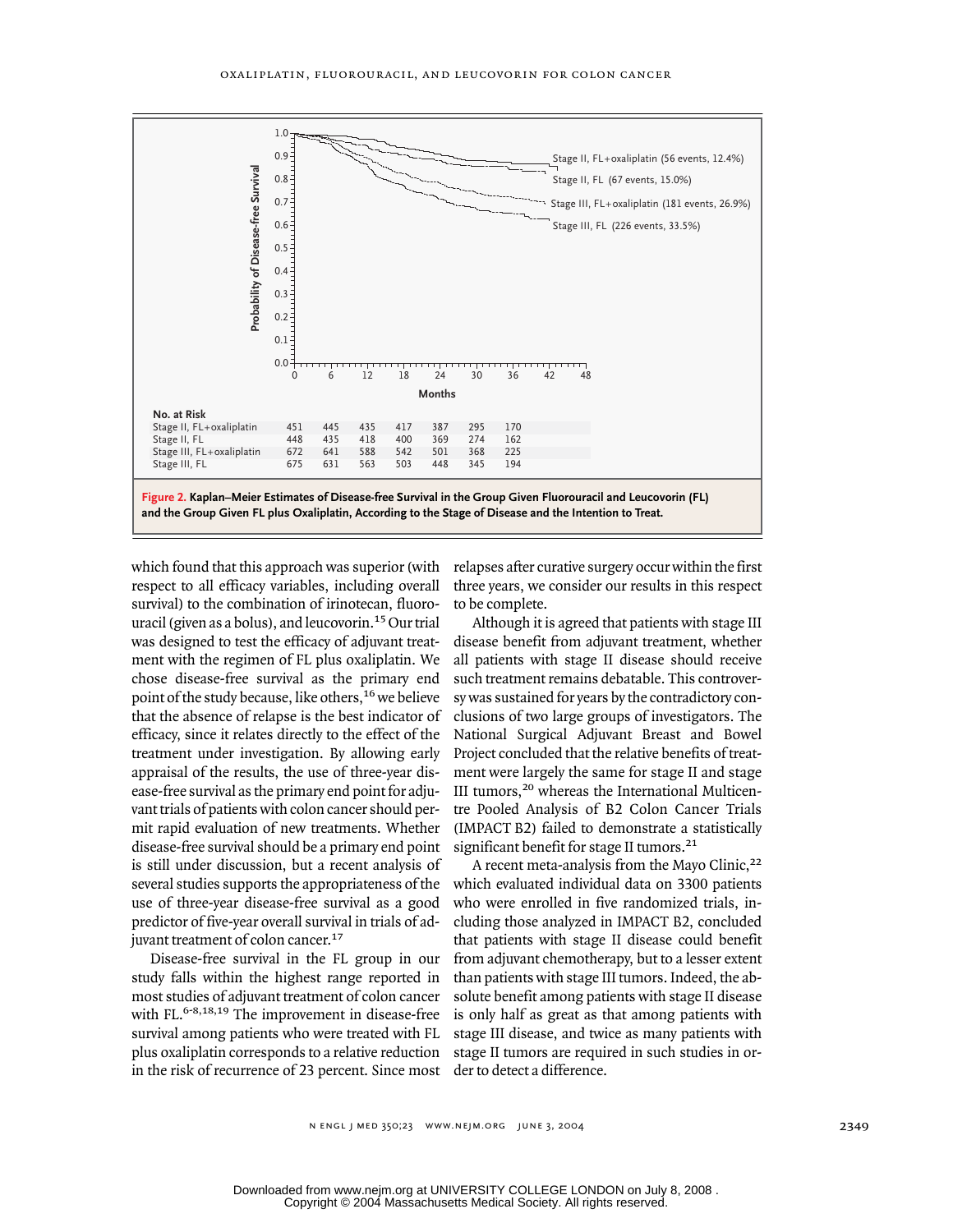Probability of Disease-free Survival

1.0
0.9
0.8
0.7
0.6
0.5
0.4
0.3
0.2
0.1
0.0

0 6 12 18 24 30 36 42 48

Months

Stage II, FL+oxaliplatin (56 events, 12.4%)
Stage II, FL (67 events, 15.0%)
Stage III, FL+oxaliplatin (181 events, 26.9%)
Stage III, FL (226 events, 33.5%)

No. at Risk
Stage II, FL+oxaliplatin 451 445 435 417 387 295 170
Stage II, FL 448 435 418 400 369 274 162
Stage III, FL+oxaliplatin 672 641 588 542 501 368 225
Stage III, FL 675 631 563 503 448 345 194

**Figure 2. Kaplan–Meier Estimates of Disease-free Survival in the Group Given Fluorouracil and Leucovorin (FL) and the Group Given FL plus Oxaliplatin, According to the Stage of Disease and the Intention to Treat.**

which found that this approach was superior (with respect to all efficacy variables, including overall survival) to the combination of irinotecan, fluorouracil (given as a bolus), and leucovorin.[15] Our trial was designed to test the efficacy of adjuvant treatment with the regimen of FL plus oxaliplatin. We chose disease-free survival as the primary end point of the study because, like others,[16] we believe that the absence of relapse is the best indicator of efficacy, since it relates directly to the effect of the treatment under investigation. By allowing early appraisal of the results, the use of three-year disease-free survival as the primary end point for adjuvant trials of patients with colon cancer should permit rapid evaluation of new treatments. Whether disease-free survival should be a primary end point is still under discussion, but a recent analysis of several studies supports the appropriateness of the use of three-year disease-free survival as a good predictor of five-year overall survival in trials of adjuvant treatment of colon cancer.[17]

Disease-free survival in the FL group in our study falls within the highest range reported in most studies of adjuvant treatment of colon cancer with FL.[6-8,18,19] The improvement in disease-free survival among patients who were treated with FL plus oxaliplatin corresponds to a relative reduction in the risk of recurrence of 23 percent. Since most relapses after curative surgery occur within the first three years, we consider our results in this respect to be complete.

Although it is agreed that patients with stage III disease benefit from adjuvant treatment, whether all patients with stage II disease should receive such treatment remains debatable. This controversy was sustained for years by the contradictory conclusions of two large groups of investigators. The National Surgical Adjuvant Breast and Bowel Project concluded that the relative benefits of treatment were largely the same for stage II and stage III tumors,[20] whereas the International Multicentre Pooled Analysis of B2 Colon Cancer Trials (IMPACT B2) failed to demonstrate a statistically significant benefit for stage II tumors.[21]

A recent meta-analysis from the Mayo Clinic,[22] which evaluated individual data on 3300 patients who were enrolled in five randomized trials, including those analyzed in IMPACT B2, concluded that patients with stage II disease could benefit from adjuvant chemotherapy, but to a lesser extent than patients with stage III tumors. Indeed, the absolute benefit among patients with stage II disease is only half as great as that among patients with stage III disease, and twice as many patients with stage II tumors are required in such studies in order to detect a difference.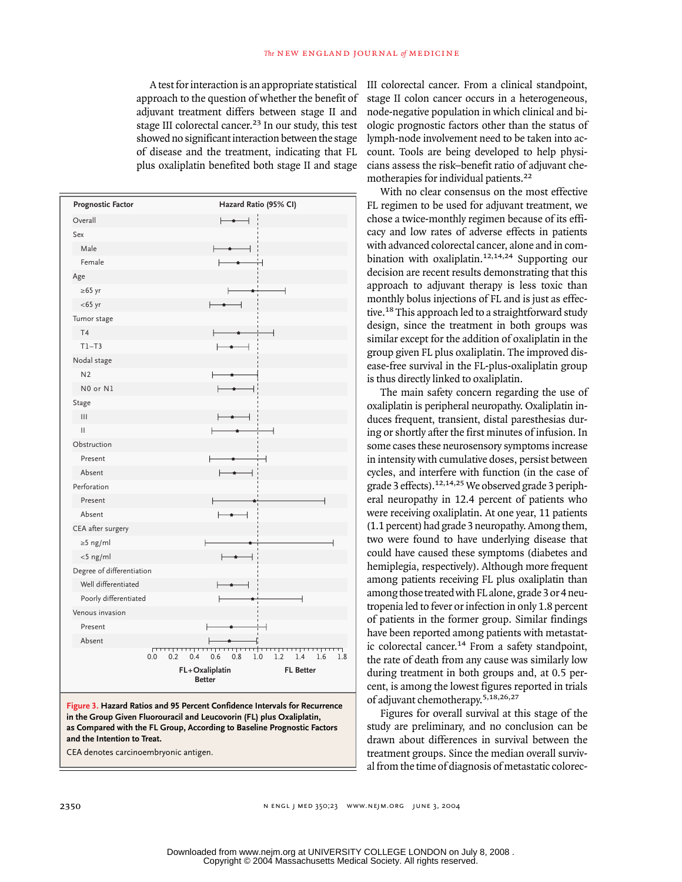A test for interaction is an appropriate statistical approach to the question of whether the benefit of adjuvant treatment differs between stage II and stage III colorectal cancer.[23] In our study, this test showed no significant interaction between the stage of disease and the treatment, indicating that FL plus oxaliplatin benefited both stage II and stage III colorectal cancer. From a clinical standpoint, stage II colon cancer occurs in a heterogeneous, node-negative population in which clinical and biologic prognostic factors other than the status of lymph-node involvement need to be taken into account. Tools are being developed to help physicians assess the risk–benefit ratio of adjuvant chemotherapies for individual patients.[22]

**Figure 3. Hazard Ratios and 95 Percent Confidence Intervals for Recurrence in the Group Given Fluorouracil and Leucovorin (FL) plus Oxaliplatin, as Compared with the FL Group, According to Baseline Prognostic Factors and the Intention to Treat.**

CEA denotes carcinoembryonic antigen.

With no clear consensus on the most effective FL regimen to be used for adjuvant treatment, we chose a twice-monthly regimen because of its efficacy and low rates of adverse effects in patients with advanced colorectal cancer, alone and in combination with oxaliplatin.[12,14,24] Supporting our decision are recent results demonstrating that this approach to adjuvant therapy is less toxic than monthly bolus injections of FL and is just as effective.[18] This approach led to a straightforward study design, since the treatment in both groups was similar except for the addition of oxaliplatin in the group given FL plus oxaliplatin. The improved disease-free survival in the FL-plus-oxaliplatin group is thus directly linked to oxaliplatin.

The main safety concern regarding the use of oxaliplatin is peripheral neuropathy. Oxaliplatin induces frequent, transient, distal paresthesias during or shortly after the first minutes of infusion. In some cases these neurosensory symptoms increase in intensity with cumulative doses, persist between cycles, and interfere with function (in the case of grade 3 effects).[12,14,25] We observed grade 3 peripheral neuropathy in 12.4 percent of patients who were receiving oxaliplatin. At one year, 11 patients (1.1 percent) had grade 3 neuropathy. Among them, two were found to have underlying disease that could have caused these symptoms (diabetes and hemiplegia, respectively). Although more frequent among patients receiving FL plus oxaliplatin than among those treated with FL alone, grade 3 or 4 neutropenia led to fever or infection in only 1.8 percent of patients in the former group. Similar findings have been reported among patients with metastatic colorectal cancer.[14] From a safety standpoint, the rate of death from any cause was similarly low during treatment in both groups and, at 0.5 percent, is among the lowest figures reported in trials of adjuvant chemotherapy.[5,18,26,27]

Figures for overall survival at this stage of the study are preliminary, and no conclusion can be drawn about differences in survival between the treatment groups. Since the median overall survival from the time of diagnosis of metastatic colorec-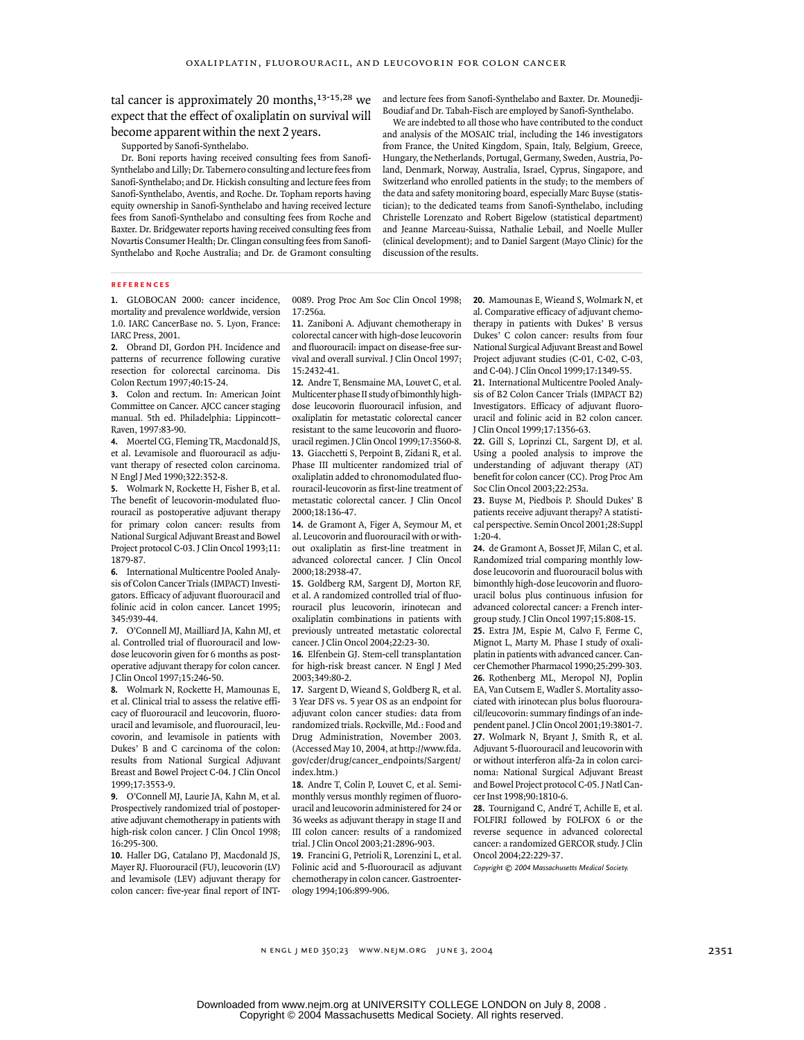tal cancer is approximately 20 months,[13-15,28] we expect that the effect of oxaliplatin on survival will become apparent within the next 2 years.

Supported by Sanofi-Synthelabo.

Dr. Boni reports having received consulting fees from Sanofi-Synthelabo and Lilly; Dr. Tabernero consulting and lecture fees from Sanofi-Synthelabo; and Dr. Hickish consulting and lecture fees from Sanofi-Synthelabo, Aventis, and Roche. Dr. Topham reports having equity ownership in Sanofi-Synthelabo and having received lecture fees from Sanofi-Synthelabo and consulting fees from Roche and Baxter. Dr. Bridgewater reports having received consulting fees from Novartis Consumer Health; Dr. Clingan consulting fees from Sanofi-Synthelabo and Roche Australia; and Dr. de Gramont consulting and lecture fees from Sanofi-Synthelabo and Baxter. Dr. Mounedji-Boudiaf and Dr. Tabah-Fisch are employed by Sanofi-Synthelabo.

We are indebted to all those who have contributed to the conduct and analysis of the MOSAIC trial, including the 146 investigators from France, the United Kingdom, Spain, Italy, Belgium, Greece, Hungary, the Netherlands, Portugal, Germany, Sweden, Austria, Poland, Denmark, Norway, Australia, Israel, Cyprus, Singapore, and Switzerland who enrolled patients in the study; to the members of the data and safety monitoring board, especially Marc Buyse (statistician); to the dedicated teams from Sanofi-Synthelabo, including Christelle Lorenzato and Robert Bigelow (statistical department) and Jeanne Marceau-Suissa, Nathalie Lebail, and Noelle Muller (clinical development); and to Daniel Sargent (Mayo Clinic) for the discussion of the results.

## References

1. GLOBOCAN 2000: cancer incidence, mortality and prevalence worldwide, version 1.0. IARC CancerBase no. 5. Lyon, France: IARC Press, 2001.
2. Obrand DI, Gordon PH. Incidence and patterns of recurrence following curative resection for colorectal carcinoma. Dis Colon Rectum 1997;40:15-24.
3. Colon and rectum. In: American Joint Committee on Cancer. AJCC cancer staging manual. 5th ed. Philadelphia: Lippincott–Raven, 1997:83-90.
4. Moertel CG, Fleming TR, Macdonald JS, et al. Levamisole and fluorouracil as adjuvant therapy of resected colon carcinoma. N Engl J Med 1990;322:352-8.
5. Wolmark N, Rockette H, Fisher B, et al. The benefit of leucovorin-modulated fluorouracil as postoperative adjuvant therapy for primary colon cancer: results from National Surgical Adjuvant Breast and Bowel Project protocol C-03. J Clin Oncol 1993;11:1879-87.
6. International Multicentre Pooled Analysis of Colon Cancer Trials (IMPACT) Investigators. Efficacy of adjuvant fluorouracil and folinic acid in colon cancer. Lancet 1995;345:939-44.
7. O'Connell MJ, Mailliard JA, Kahn MJ, et al. Controlled trial of fluorouracil and low-dose leucovorin given for 6 months as postoperative adjuvant therapy for colon cancer. J Clin Oncol 1997;15:246-50.
8. Wolmark N, Rockette H, Mamounas E, et al. Clinical trial to assess the relative efficacy of fluorouracil and leucovorin, fluorouracil and levamisole, and fluorouracil, leucovorin, and levamisole in patients with Dukes' B and C carcinoma of the colon: results from National Surgical Adjuvant Breast and Bowel Project C-04. J Clin Oncol 1999;17:3553-9.
9. O'Connell MJ, Laurie JA, Kahn M, et al. Prospectively randomized trial of postoperative adjuvant chemotherapy in patients with high-risk colon cancer. J Clin Oncol 1998;16:295-300.
10. Haller DG, Catalano PJ, Macdonald JS, Mayer RJ. Fluorouracil (FU), leucovorin (LV) and levamisole (LEV) adjuvant therapy for colon cancer: five-year final report of INT-0089. Prog Proc Am Soc Clin Oncol 1998;17:256a.
11. Zaniboni A. Adjuvant chemotherapy in colorectal cancer with high-dose leucovorin and fluorouracil: impact on disease-free survival and overall survival. J Clin Oncol 1997;15:2432-41.
12. Andre T, Bensmaine MA, Louvet C, et al. Multicenter phase II study of bimonthly high-dose leucovorin fluorouracil infusion, and oxaliplatin for metastatic colorectal cancer resistant to the same leucovorin and fluorouracil regimen. J Clin Oncol 1999;17:3560-8.
13. Giacchetti S, Perpoint B, Zidani R, et al. Phase III multicenter randomized trial of oxaliplatin added to chronomodulated fluorouracil-leucovorin as first-line treatment of metastatic colorectal cancer. J Clin Oncol 2000;18:136-47.
14. de Gramont A, Figer A, Seymour M, et al. Leucovorin and fluorouracil with or without oxaliplatin as first-line treatment in advanced colorectal cancer. J Clin Oncol 2000;18:2938-47.
15. Goldberg RM, Sargent DJ, Morton RF, et al. A randomized controlled trial of fluorouracil plus leucovorin, irinotecan and oxaliplatin combinations in patients with previously untreated metastatic colorectal cancer. J Clin Oncol 2004;22:23-30.
16. Elfenbein GJ. Stem-cell transplantation for high-risk breast cancer. N Engl J Med 2003;349:80-2.
17. Sargent D, Wieand S, Goldberg R, et al. 3 Year DFS vs. 5 year OS as an endpoint for adjuvant colon cancer studies: data from randomized trials. Rockville, Md.: Food and Drug Administration, November 2003. (Accessed May 10, 2004, at http://www.fda.gov/cder/drug/cancer_endpoints/Sargent/index.htm.)
18. Andre T, Colin P, Louvet C, et al. Semimonthly versus monthly regimen of fluorouracil and leucovorin administered for 24 or 36 weeks as adjuvant therapy in stage II and III colon cancer: results of a randomized trial. J Clin Oncol 2003;21:2896-903.
19. Francini G, Petrioli R, Lorenzini L, et al. Folinic acid and 5-fluorouracil as adjuvant chemotherapy in colon cancer. Gastroenterology 1994;106:899-906.
20. Mamounas E, Wieand S, Wolmark N, et al. Comparative efficacy of adjuvant chemotherapy in patients with Dukes' B versus Dukes' C colon cancer: results from four National Surgical Adjuvant Breast and Bowel Project adjuvant studies (C-01, C-02, C-03, and C-04). J Clin Oncol 1999;17:1349-55.
21. International Multicentre Pooled Analysis of B2 Colon Cancer Trials (IMPACT B2) Investigators. Efficacy of adjuvant fluorouracil and folinic acid in B2 colon cancer. J Clin Oncol 1999;17:1356-63.
22. Gill S, Loprinzi CL, Sargent DJ, et al. Using a pooled analysis to improve the understanding of adjuvant therapy (AT) benefit for colon cancer (CC). Prog Proc Am Soc Clin Oncol 2003;22:253a.
23. Buyse M, Piedbois P. Should Dukes' B patients receive adjuvant therapy? A statistical perspective. Semin Oncol 2001;28:Suppl 1:20-4.
24. de Gramont A, Bosset JF, Milan C, et al. Randomized trial comparing monthly low-dose leucovorin and fluorouracil bolus with bimonthly high-dose leucovorin and fluorouracil bolus plus continuous infusion for advanced colorectal cancer: a French intergroup study. J Clin Oncol 1997;15:808-15.
25. Extra JM, Espie M, Calvo F, Ferme C, Mignot L, Marty M. Phase I study of oxaliplatin in patients with advanced cancer. Cancer Chemother Pharmacol 1990;25:299-303.
26. Rothenberg ML, Meropol NJ, Poplin EA, Van Cutsem E, Wadler S. Mortality associated with irinotecan plus bolus fluorouracil/leucovorin: summary findings of an independent panel. J Clin Oncol 2001;19:3801-7.
27. Wolmark N, Bryant J, Smith R, et al. Adjuvant 5-fluorouracil and leucovorin with or without interferon alfa-2a in colon carcinoma: National Surgical Adjuvant Breast and Bowel Project protocol C-05. J Natl Cancer Inst 1998;90:1810-6.
28. Tournigand C, André T, Achille E, et al. FOLFIRI followed by FOLFOX 6 or the reverse sequence in advanced colorectal cancer: a randomized GERCOR study. J Clin Oncol 2004;22:229-37.

*Copyright © 2004 Massachusetts Medical Society.*